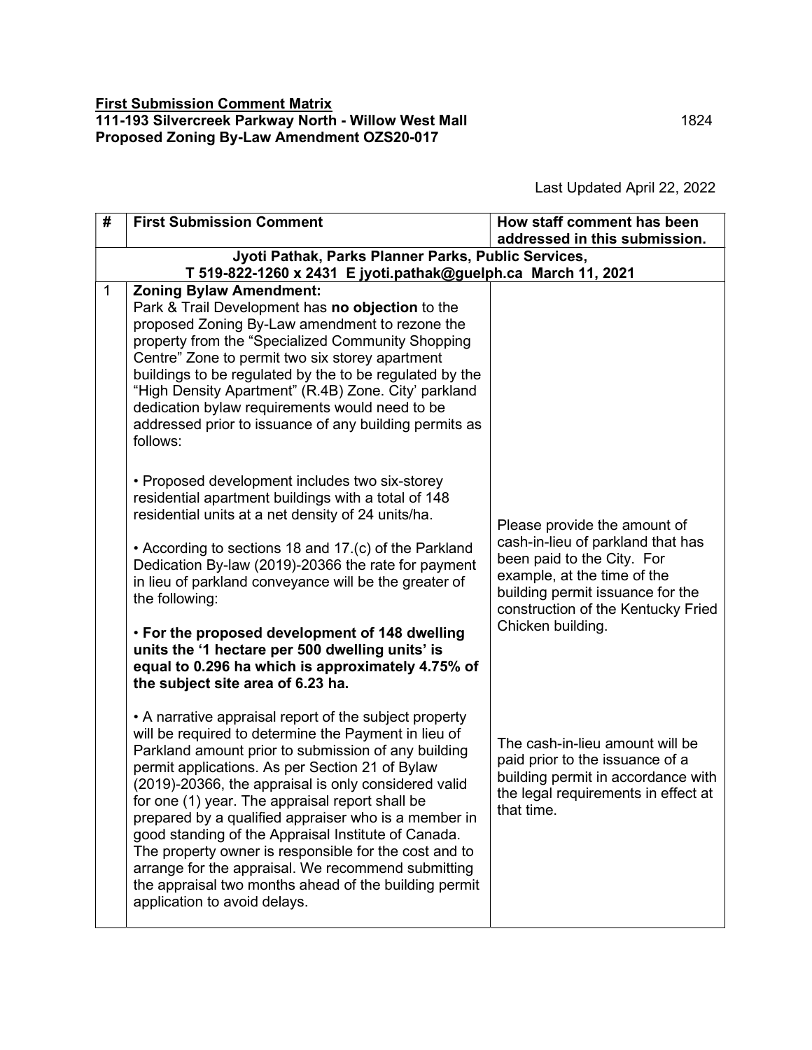**First Submission Comment Matrix**
**111-193 Silvercreek Parkway North - Willow West Mall**
**Proposed Zoning By-Law Amendment OZS20-017**

1824

Last Updated April 22, 2022

| # | First Submission Comment | How staff comment has been addressed in this submission. |
|---|---|---|
| | **Jyoti Pathak, Parks Planner Parks, Public Services, T 519-822-1260 x 2431 E jyoti.pathak@guelph.ca March 11, 2021** | |
| 1 | **Zoning Bylaw Amendment:** Park & Trail Development has **no objection** to the proposed Zoning By-Law amendment to rezone the property from the "Specialized Community Shopping Centre" Zone to permit two six storey apartment buildings to be regulated by the to be regulated by the "High Density Apartment" (R.4B) Zone. City' parkland dedication bylaw requirements would need to be addressed prior to issuance of any building permits as follows:<br><br>• Proposed development includes two six-storey residential apartment buildings with a total of 148 residential units at a net density of 24 units/ha.<br><br>• According to sections 18 and 17.(c) of the Parkland Dedication By-law (2019)-20366 the rate for payment in lieu of parkland conveyance will be the greater of the following:<br><br>• **For the proposed development of 148 dwelling units the '1 hectare per 500 dwelling units' is equal to 0.296 ha which is approximately 4.75% of the subject site area of 6.23 ha.**<br><br>• A narrative appraisal report of the subject property will be required to determine the Payment in lieu of Parkland amount prior to submission of any building permit applications. As per Section 21 of Bylaw (2019)-20366, the appraisal is only considered valid for one (1) year. The appraisal report shall be prepared by a qualified appraiser who is a member in good standing of the Appraisal Institute of Canada. The property owner is responsible for the cost and to arrange for the appraisal. We recommend submitting the appraisal two months ahead of the building permit application to avoid delays. | Please provide the amount of cash-in-lieu of parkland that has been paid to the City. For example, at the time of the building permit issuance for the construction of the Kentucky Fried Chicken building.<br><br>The cash-in-lieu amount will be paid prior to the issuance of a building permit in accordance with the legal requirements in effect at that time. |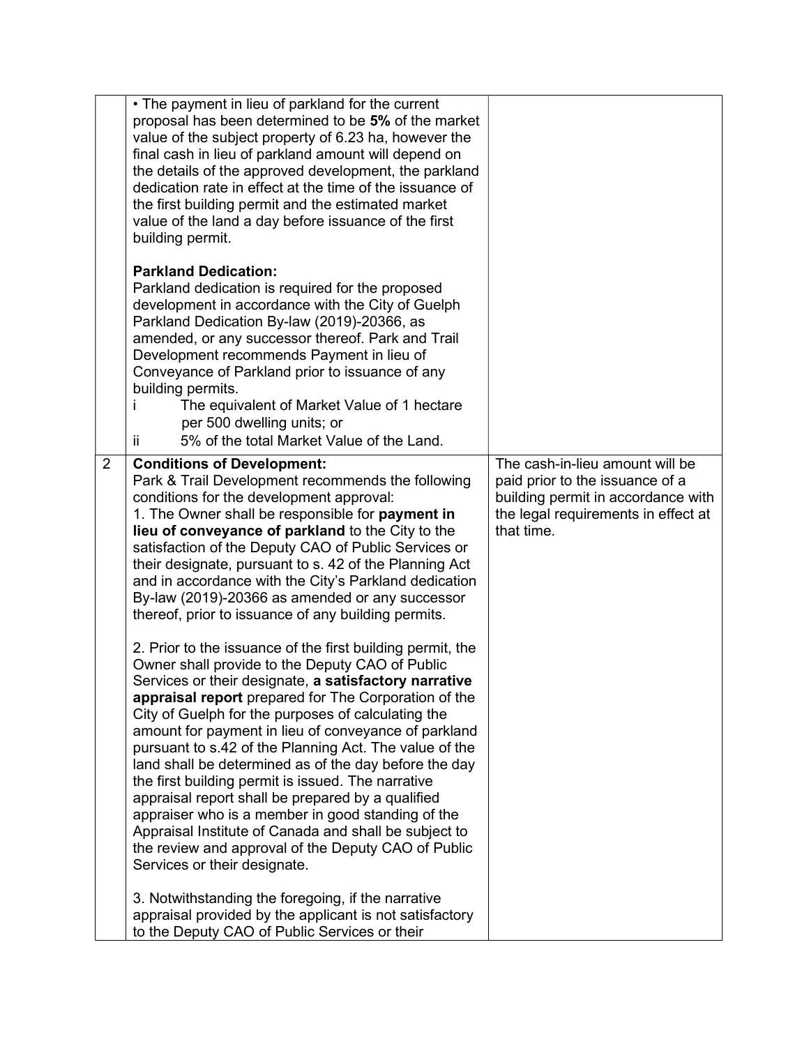| | | |
|---|---|---|
| | • The payment in lieu of parkland for the current proposal has been determined to be **5%** of the market value of the subject property of 6.23 ha, however the final cash in lieu of parkland amount will depend on the details of the approved development, the parkland dedication rate in effect at the time of the issuance of the first building permit and the estimated market value of the land a day before issuance of the first building permit.<br><br>**Parkland Dedication:**<br>Parkland dedication is required for the proposed development in accordance with the City of Guelph Parkland Dedication By-law (2019)-20366, as amended, or any successor thereof. Park and Trail Development recommends Payment in lieu of Conveyance of Parkland prior to issuance of any building permits.<br>i The equivalent of Market Value of 1 hectare per 500 dwelling units; or<br>ii 5% of the total Market Value of the Land. | |
| 2 | **Conditions of Development:**<br>Park & Trail Development recommends the following conditions for the development approval:<br>1. The Owner shall be responsible for **payment in lieu of conveyance of parkland** to the City to the satisfaction of the Deputy CAO of Public Services or their designate, pursuant to s. 42 of the Planning Act and in accordance with the City's Parkland dedication By-law (2019)-20366 as amended or any successor thereof, prior to issuance of any building permits.<br><br>2. Prior to the issuance of the first building permit, the Owner shall provide to the Deputy CAO of Public Services or their designate, **a satisfactory narrative appraisal report** prepared for The Corporation of the City of Guelph for the purposes of calculating the amount for payment in lieu of conveyance of parkland pursuant to s.42 of the Planning Act. The value of the land shall be determined as of the day before the day the first building permit is issued. The narrative appraisal report shall be prepared by a qualified appraiser who is a member in good standing of the Appraisal Institute of Canada and shall be subject to the review and approval of the Deputy CAO of Public Services or their designate.<br><br>3. Notwithstanding the foregoing, if the narrative appraisal provided by the applicant is not satisfactory to the Deputy CAO of Public Services or their | The cash-in-lieu amount will be paid prior to the issuance of a building permit in accordance with the legal requirements in effect at that time. |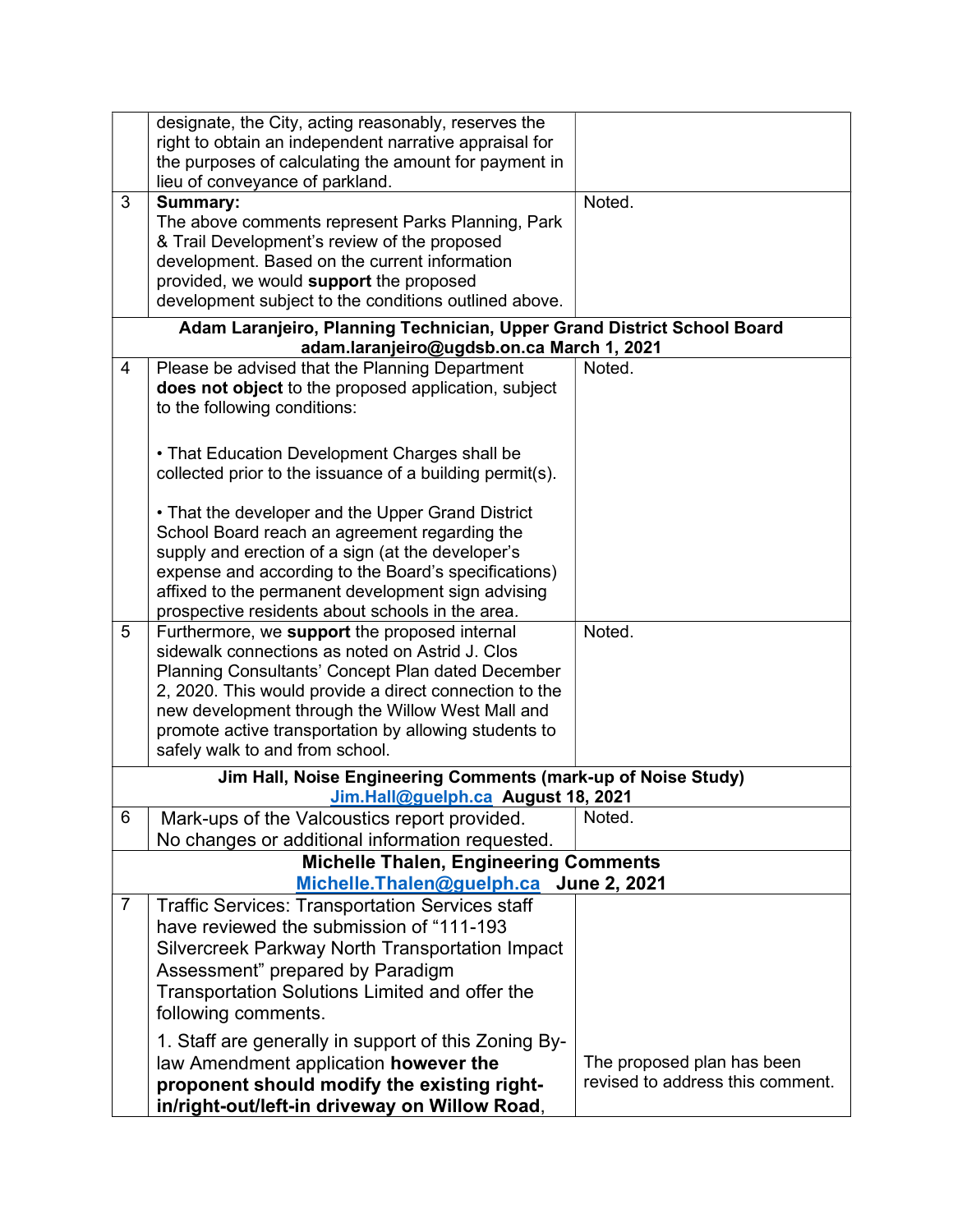| | | |
|---|---|---|
| | designate, the City, acting reasonably, reserves the right to obtain an independent narrative appraisal for the purposes of calculating the amount for payment in lieu of conveyance of parkland. | |
| 3 | **Summary:**<br>The above comments represent Parks Planning, Park & Trail Development's review of the proposed development. Based on the current information provided, we would **support** the proposed development subject to the conditions outlined above. | Noted. |
| **Adam Laranjeiro, Planning Technician, Upper Grand District School Board adam.laranjeiro@ugdsb.on.ca March 1, 2021** | | |
| 4 | Please be advised that the Planning Department **does not object** to the proposed application, subject to the following conditions:<br><br>• That Education Development Charges shall be collected prior to the issuance of a building permit(s).<br><br>• That the developer and the Upper Grand District School Board reach an agreement regarding the supply and erection of a sign (at the developer's expense and according to the Board's specifications) affixed to the permanent development sign advising prospective residents about schools in the area. | Noted. |
| 5 | Furthermore, we **support** the proposed internal sidewalk connections as noted on Astrid J. Clos Planning Consultants' Concept Plan dated December 2, 2020. This would provide a direct connection to the new development through the Willow West Mall and promote active transportation by allowing students to safely walk to and from school. | Noted. |
| **Jim Hall, Noise Engineering Comments (mark-up of Noise Study) Jim.Hall@guelph.ca August 18, 2021** | | |
| 6 | Mark-ups of the Valcoustics report provided. No changes or additional information requested. | Noted. |
| **Michelle Thalen, Engineering Comments Michelle.Thalen@guelph.ca June 2, 2021** | | |
| 7 | Traffic Services: Transportation Services staff have reviewed the submission of "111-193 Silvercreek Parkway North Transportation Impact Assessment" prepared by Paradigm Transportation Solutions Limited and offer the following comments.<br><br>1. Staff are generally in support of this Zoning By-law Amendment application **however the proponent should modify the existing right-in/right-out/left-in driveway on Willow Road**, | The proposed plan has been revised to address this comment. |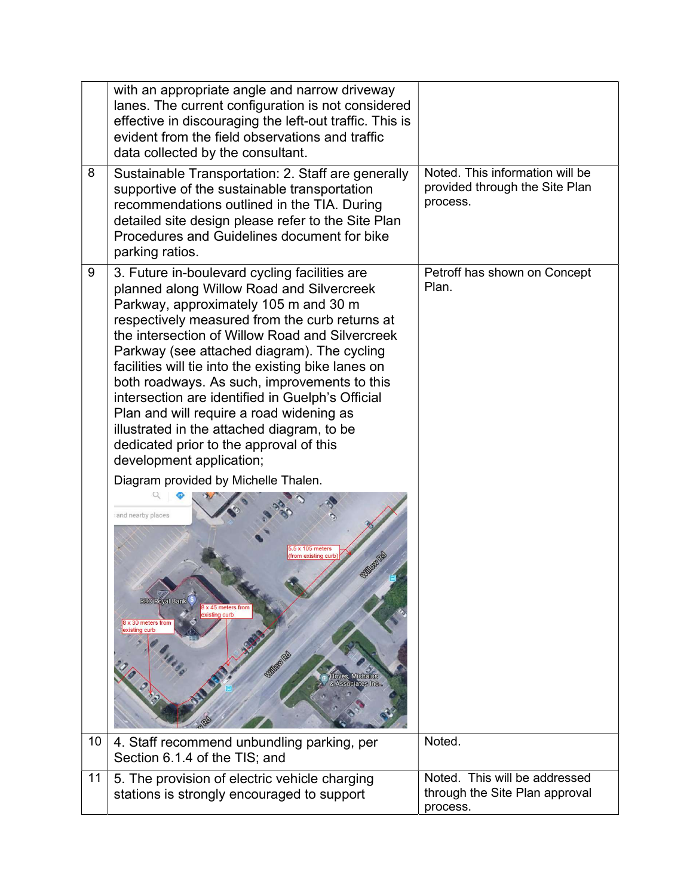|  |  |  |
|---|---|---|
|  | with an appropriate angle and narrow driveway lanes. The current configuration is not considered effective in discouraging the left-out traffic. This is evident from the field observations and traffic data collected by the consultant. |  |
| 8 | Sustainable Transportation: 2. Staff are generally supportive of the sustainable transportation recommendations outlined in the TIA. During detailed site design please refer to the Site Plan Procedures and Guidelines document for bike parking ratios. | Noted. This information will be provided through the Site Plan process. |
| 9 | 3. Future in-boulevard cycling facilities are planned along Willow Road and Silvercreek Parkway, approximately 105 m and 30 m respectively measured from the curb returns at the intersection of Willow Road and Silvercreek Parkway (see attached diagram). The cycling facilities will tie into the existing bike lanes on both roadways. As such, improvements to this intersection are identified in Guelph's Official Plan and will require a road widening as illustrated in the attached diagram, to be dedicated prior to the approval of this development application;<br><br>Diagram provided by Michelle Thalen. | Petroff has shown on Concept Plan. |
| 10 | 4. Staff recommend unbundling parking, per Section 6.1.4 of the TIS; and | Noted. |
| 11 | 5. The provision of electric vehicle charging stations is strongly encouraged to support | Noted. This will be addressed through the Site Plan approval process. |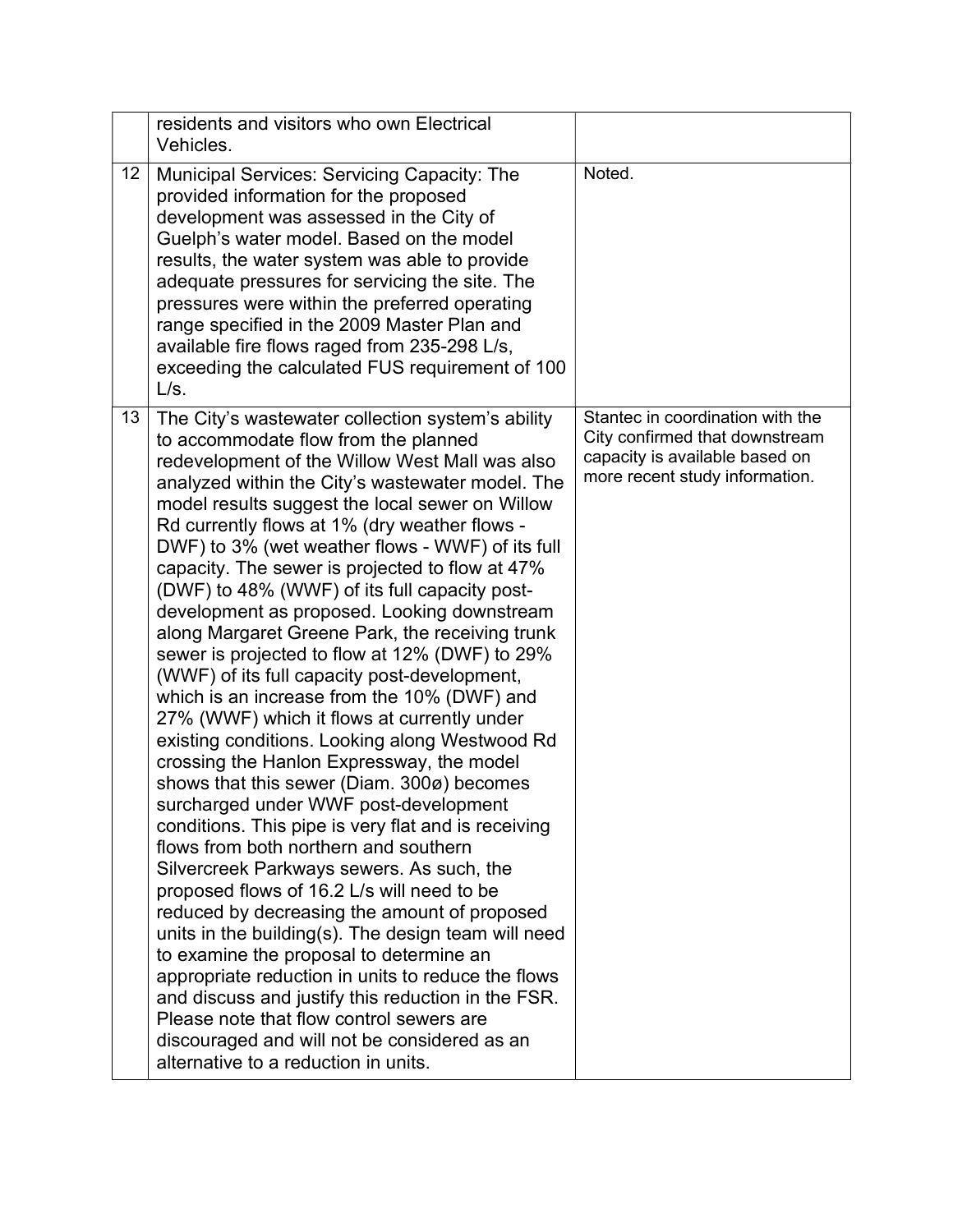|  |  |  |
|---|---|---|
|  | residents and visitors who own Electrical Vehicles. |  |
| 12 | Municipal Services: Servicing Capacity: The provided information for the proposed development was assessed in the City of Guelph's water model. Based on the model results, the water system was able to provide adequate pressures for servicing the site. The pressures were within the preferred operating range specified in the 2009 Master Plan and available fire flows raged from 235-298 L/s, exceeding the calculated FUS requirement of 100 L/s. | Noted. |
| 13 | The City's wastewater collection system's ability to accommodate flow from the planned redevelopment of the Willow West Mall was also analyzed within the City's wastewater model. The model results suggest the local sewer on Willow Rd currently flows at 1% (dry weather flows - DWF) to 3% (wet weather flows - WWF) of its full capacity. The sewer is projected to flow at 47% (DWF) to 48% (WWF) of its full capacity post-development as proposed. Looking downstream along Margaret Greene Park, the receiving trunk sewer is projected to flow at 12% (DWF) to 29% (WWF) of its full capacity post-development, which is an increase from the 10% (DWF) and 27% (WWF) which it flows at currently under existing conditions. Looking along Westwood Rd crossing the Hanlon Expressway, the model shows that this sewer (Diam. 300ø) becomes surcharged under WWF post-development conditions. This pipe is very flat and is receiving flows from both northern and southern Silvercreek Parkways sewers. As such, the proposed flows of 16.2 L/s will need to be reduced by decreasing the amount of proposed units in the building(s). The design team will need to examine the proposal to determine an appropriate reduction in units to reduce the flows and discuss and justify this reduction in the FSR. Please note that flow control sewers are discouraged and will not be considered as an alternative to a reduction in units. | Stantec in coordination with the City confirmed that downstream capacity is available based on more recent study information. |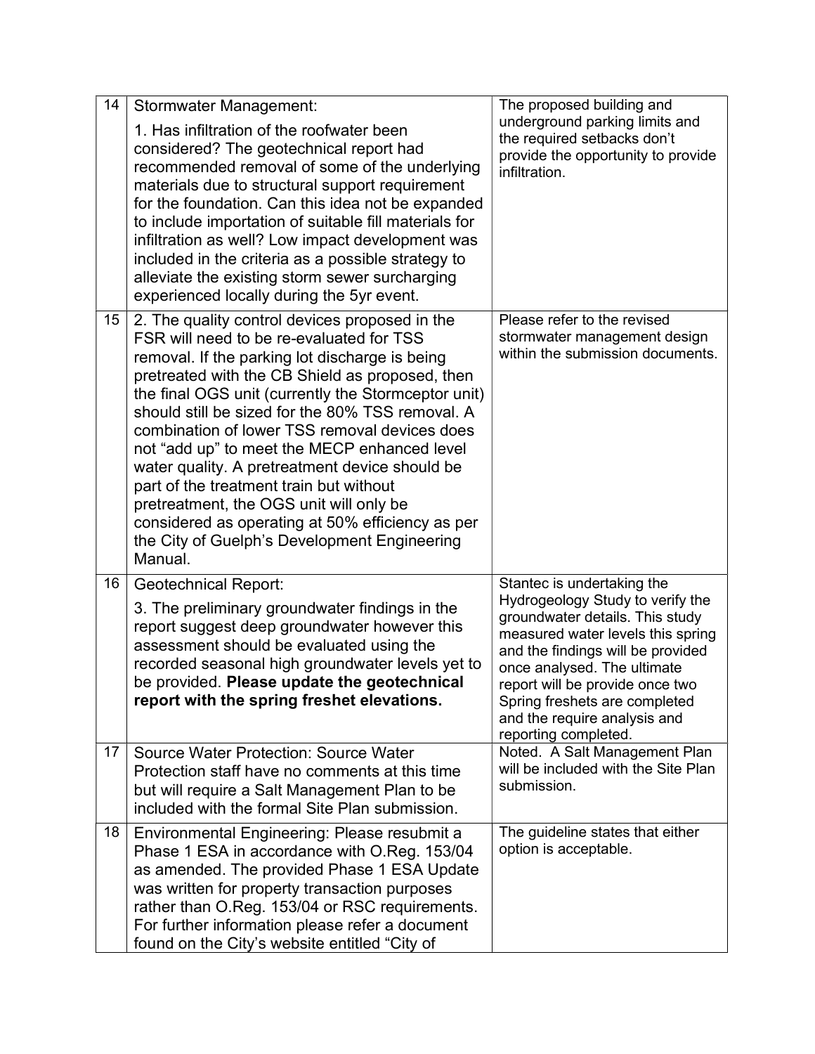| 14 | Stormwater Management:<br><br>1. Has infiltration of the roofwater been considered? The geotechnical report had recommended removal of some of the underlying materials due to structural support requirement for the foundation. Can this idea not be expanded to include importation of suitable fill materials for infiltration as well? Low impact development was included in the criteria as a possible strategy to alleviate the existing storm sewer surcharging experienced locally during the 5yr event. | The proposed building and underground parking limits and the required setbacks don't provide the opportunity to provide infiltration. |
|---|---|---|
| 15 | 2. The quality control devices proposed in the FSR will need to be re-evaluated for TSS removal. If the parking lot discharge is being pretreated with the CB Shield as proposed, then the final OGS unit (currently the Stormceptor unit) should still be sized for the 80% TSS removal. A combination of lower TSS removal devices does not "add up" to meet the MECP enhanced level water quality. A pretreatment device should be part of the treatment train but without pretreatment, the OGS unit will only be considered as operating at 50% efficiency as per the City of Guelph's Development Engineering Manual. | Please refer to the revised stormwater management design within the submission documents. |
| 16 | Geotechnical Report:<br><br>3. The preliminary groundwater findings in the report suggest deep groundwater however this assessment should be evaluated using the recorded seasonal high groundwater levels yet to be provided. **Please update the geotechnical report with the spring freshet elevations.** | Stantec is undertaking the Hydrogeology Study to verify the groundwater details. This study measured water levels this spring and the findings will be provided once analysed. The ultimate report will be provide once two Spring freshets are completed and the require analysis and reporting completed. |
| 17 | Source Water Protection: Source Water Protection staff have no comments at this time but will require a Salt Management Plan to be included with the formal Site Plan submission. | Noted. A Salt Management Plan will be included with the Site Plan submission. |
| 18 | Environmental Engineering: Please resubmit a Phase 1 ESA in accordance with O.Reg. 153/04 as amended. The provided Phase 1 ESA Update was written for property transaction purposes rather than O.Reg. 153/04 or RSC requirements. For further information please refer a document found on the City's website entitled "City of | The guideline states that either option is acceptable. |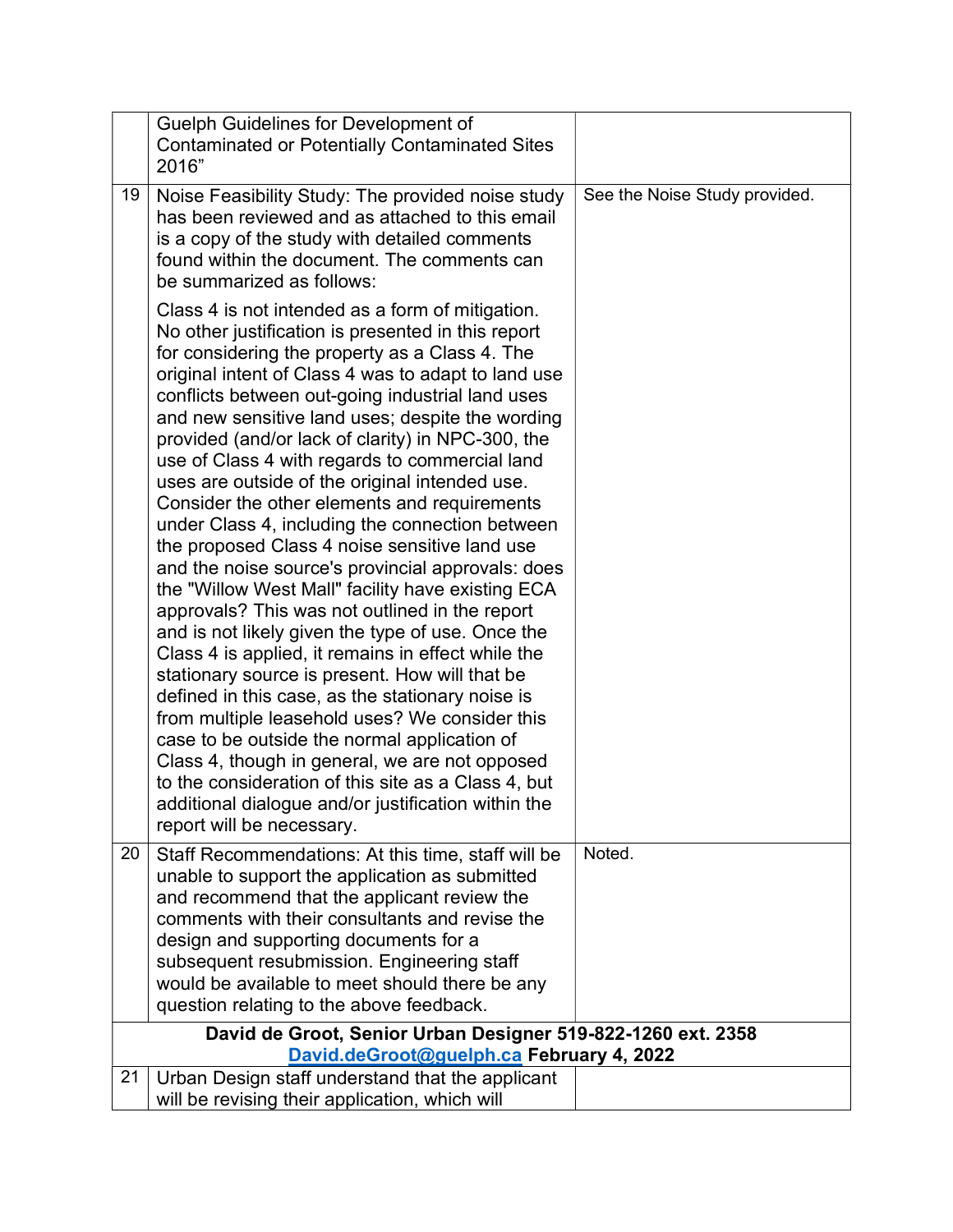|  |  |  |
|---|---|---|
|  | Guelph Guidelines for Development of Contaminated or Potentially Contaminated Sites 2016" |  |
| 19 | Noise Feasibility Study: The provided noise study has been reviewed and as attached to this email is a copy of the study with detailed comments found within the document. The comments can be summarized as follows:<br><br>Class 4 is not intended as a form of mitigation. No other justification is presented in this report for considering the property as a Class 4. The original intent of Class 4 was to adapt to land use conflicts between out-going industrial land uses and new sensitive land uses; despite the wording provided (and/or lack of clarity) in NPC-300, the use of Class 4 with regards to commercial land uses are outside of the original intended use. Consider the other elements and requirements under Class 4, including the connection between the proposed Class 4 noise sensitive land use and the noise source's provincial approvals: does the "Willow West Mall" facility have existing ECA approvals? This was not outlined in the report and is not likely given the type of use. Once the Class 4 is applied, it remains in effect while the stationary source is present. How will that be defined in this case, as the stationary noise is from multiple leasehold uses? We consider this case to be outside the normal application of Class 4, though in general, we are not opposed to the consideration of this site as a Class 4, but additional dialogue and/or justification within the report will be necessary. | See the Noise Study provided. |
| 20 | Staff Recommendations: At this time, staff will be unable to support the application as submitted and recommend that the applicant review the comments with their consultants and revise the design and supporting documents for a subsequent resubmission. Engineering staff would be available to meet should there be any question relating to the above feedback. | Noted. |
| **David de Groot, Senior Urban Designer 519-822-1260 ext. 2358 David.deGroot@guelph.ca February 4, 2022** |  |  |
| 21 | Urban Design staff understand that the applicant will be revising their application, which will |  |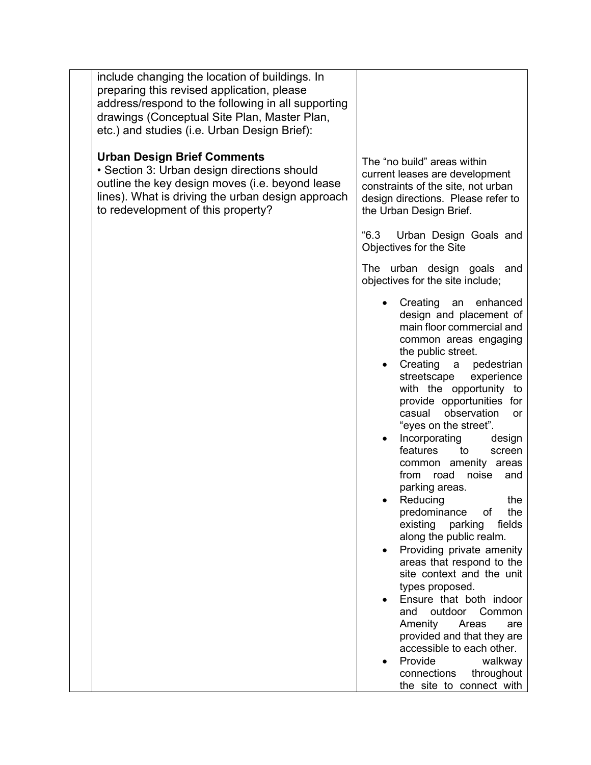| | | |
|---|---|---|
| | include changing the location of buildings. In preparing this revised application, please address/respond to the following in all supporting drawings (Conceptual Site Plan, Master Plan, etc.) and studies (i.e. Urban Design Brief):<br><br>**Urban Design Brief Comments**<br>• Section 3: Urban design directions should outline the key design moves (i.e. beyond lease lines). What is driving the urban design approach to redevelopment of this property? | The "no build" areas within current leases are development constraints of the site, not urban design directions. Please refer to the Urban Design Brief.<br><br>"6.3 Urban Design Goals and Objectives for the Site<br><br>The urban design goals and objectives for the site include;<br><br>• Creating an enhanced design and placement of main floor commercial and common areas engaging the public street.<br>• Creating a pedestrian streetscape experience with the opportunity to provide opportunities for casual observation or "eyes on the street".<br>• Incorporating design features to screen common amenity areas from road noise and parking areas.<br>• Reducing the predominance of the existing parking fields along the public realm.<br>• Providing private amenity areas that respond to the site context and the unit types proposed.<br>• Ensure that both indoor and outdoor Common Amenity Areas are provided and that they are accessible to each other.<br>• Provide walkway connections throughout the site to connect with |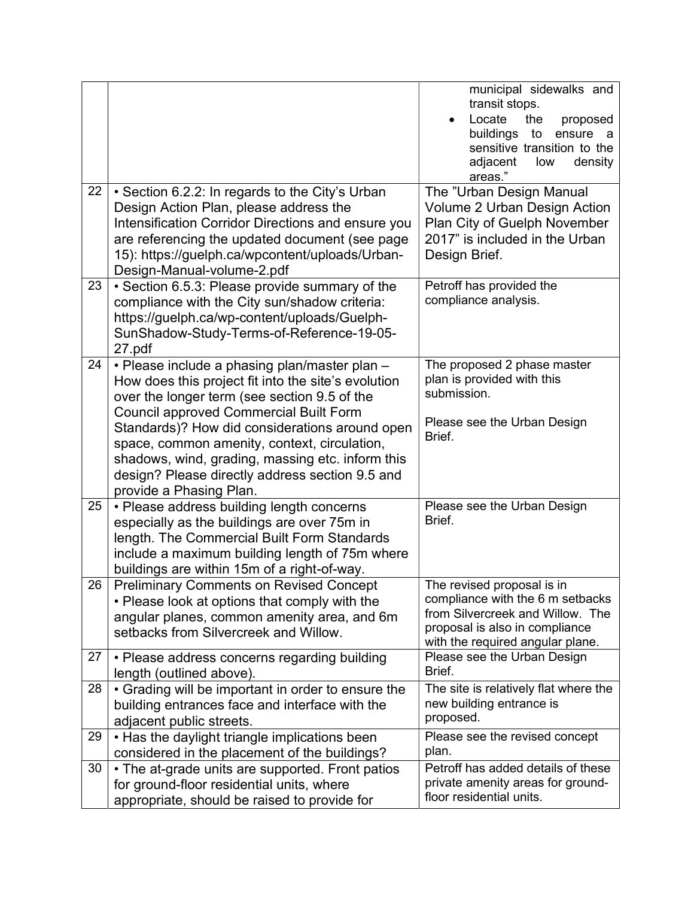| | | |
|---|---|---|
| | | municipal sidewalks and transit stops.<br>• Locate the proposed buildings to ensure a sensitive transition to the adjacent low density areas." |
| 22 | • Section 6.2.2: In regards to the City's Urban Design Action Plan, please address the Intensification Corridor Directions and ensure you are referencing the updated document (see page 15): https://guelph.ca/wpcontent/uploads/Urban-Design-Manual-volume-2.pdf | The "Urban Design Manual Volume 2 Urban Design Action Plan City of Guelph November 2017" is included in the Urban Design Brief. |
| 23 | • Section 6.5.3: Please provide summary of the compliance with the City sun/shadow criteria: https://guelph.ca/wp-content/uploads/Guelph-SunShadow-Study-Terms-of-Reference-19-05-27.pdf | Petroff has provided the compliance analysis. |
| 24 | • Please include a phasing plan/master plan – How does this project fit into the site's evolution over the longer term (see section 9.5 of the Council approved Commercial Built Form Standards)? How did considerations around open space, common amenity, context, circulation, shadows, wind, grading, massing etc. inform this design? Please directly address section 9.5 and provide a Phasing Plan. | The proposed 2 phase master plan is provided with this submission.<br><br>Please see the Urban Design Brief. |
| 25 | • Please address building length concerns especially as the buildings are over 75m in length. The Commercial Built Form Standards include a maximum building length of 75m where buildings are within 15m of a right-of-way. | Please see the Urban Design Brief. |
| 26 | Preliminary Comments on Revised Concept<br>• Please look at options that comply with the angular planes, common amenity area, and 6m setbacks from Silvercreek and Willow. | The revised proposal is in compliance with the 6 m setbacks from Silvercreek and Willow. The proposal is also in compliance with the required angular plane. |
| 27 | • Please address concerns regarding building length (outlined above). | Please see the Urban Design Brief. |
| 28 | • Grading will be important in order to ensure the building entrances face and interface with the adjacent public streets. | The site is relatively flat where the new building entrance is proposed. |
| 29 | • Has the daylight triangle implications been considered in the placement of the buildings? | Please see the revised concept plan. |
| 30 | • The at-grade units are supported. Front patios for ground-floor residential units, where appropriate, should be raised to provide for | Petroff has added details of these private amenity areas for ground-floor residential units. |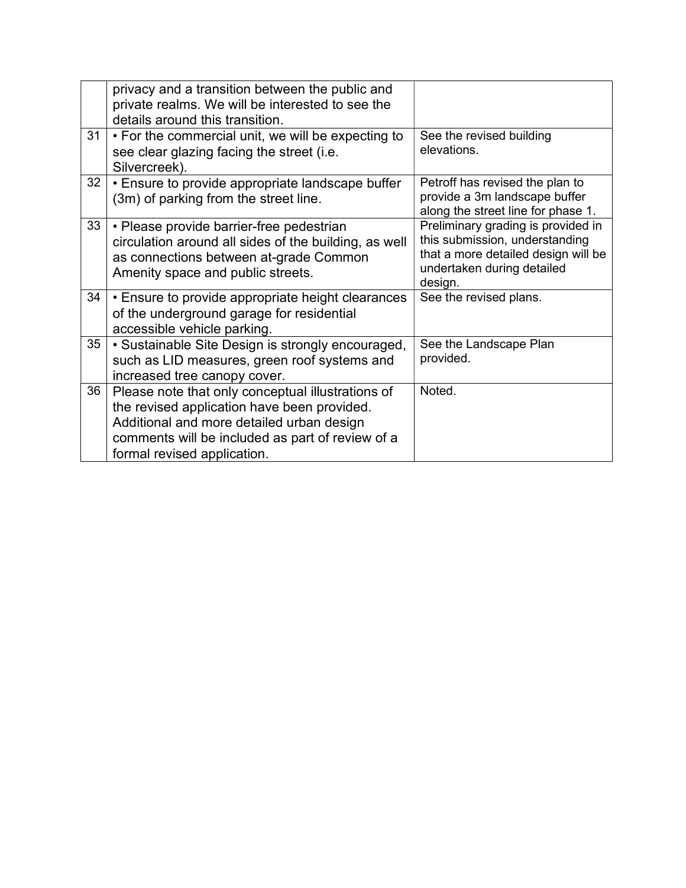| | | |
|---|---|---|
| | privacy and a transition between the public and private realms. We will be interested to see the details around this transition. | |
| 31 | • For the commercial unit, we will be expecting to see clear glazing facing the street (i.e. Silvercreek). | See the revised building elevations. |
| 32 | • Ensure to provide appropriate landscape buffer (3m) of parking from the street line. | Petroff has revised the plan to provide a 3m landscape buffer along the street line for phase 1. |
| 33 | • Please provide barrier-free pedestrian circulation around all sides of the building, as well as connections between at-grade Common Amenity space and public streets. | Preliminary grading is provided in this submission, understanding that a more detailed design will be undertaken during detailed design. |
| 34 | • Ensure to provide appropriate height clearances of the underground garage for residential accessible vehicle parking. | See the revised plans. |
| 35 | • Sustainable Site Design is strongly encouraged, such as LID measures, green roof systems and increased tree canopy cover. | See the Landscape Plan provided. |
| 36 | Please note that only conceptual illustrations of the revised application have been provided. Additional and more detailed urban design comments will be included as part of review of a formal revised application. | Noted. |